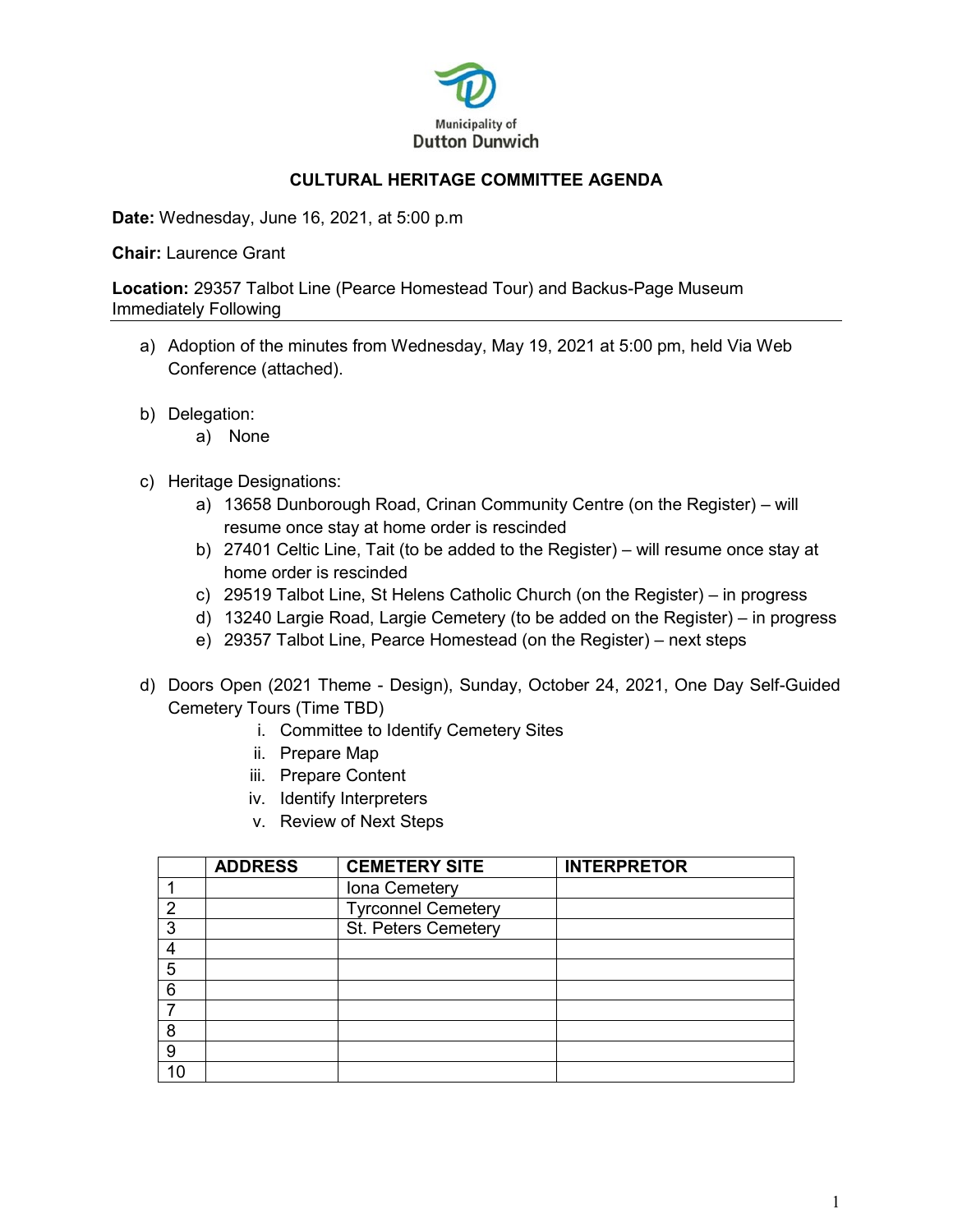Municipality of Dutton Dunwich

# CULTURAL HERITAGE COMMITTEE AGENDA

**Date:** Wednesday, June 16, 2021, at 5:00 p.m

**Chair:** Laurence Grant

**Location:** 29357 Talbot Line (Pearce Homestead Tour) and Backus-Page Museum Immediately Following

---

a) Adoption of the minutes from Wednesday, May 19, 2021 at 5:00 pm, held Via Web Conference (attached).

b) Delegation:
   a) None

c) Heritage Designations:
   a) 13658 Dunborough Road, Crinan Community Centre (on the Register) – will resume once stay at home order is rescinded
   b) 27401 Celtic Line, Tait (to be added to the Register) – will resume once stay at home order is rescinded
   c) 29519 Talbot Line, St Helens Catholic Church (on the Register) – in progress
   d) 13240 Largie Road, Largie Cemetery (to be added on the Register) – in progress
   e) 29357 Talbot Line, Pearce Homestead (on the Register) – next steps

d) Doors Open (2021 Theme - Design), Sunday, October 24, 2021, One Day Self-Guided Cemetery Tours (Time TBD)
   i. Committee to Identify Cemetery Sites
   ii. Prepare Map
   iii. Prepare Content
   iv. Identify Interpreters
   v. Review of Next Steps

| | ADDRESS | CEMETERY SITE | INTERPRETOR |
|---|---|---|---|
| 1 | | Iona Cemetery | |
| 2 | | Tyrconnel Cemetery | |
| 3 | | St. Peters Cemetery | |
| 4 | | | |
| 5 | | | |
| 6 | | | |
| 7 | | | |
| 8 | | | |
| 9 | | | |
| 10 | | | |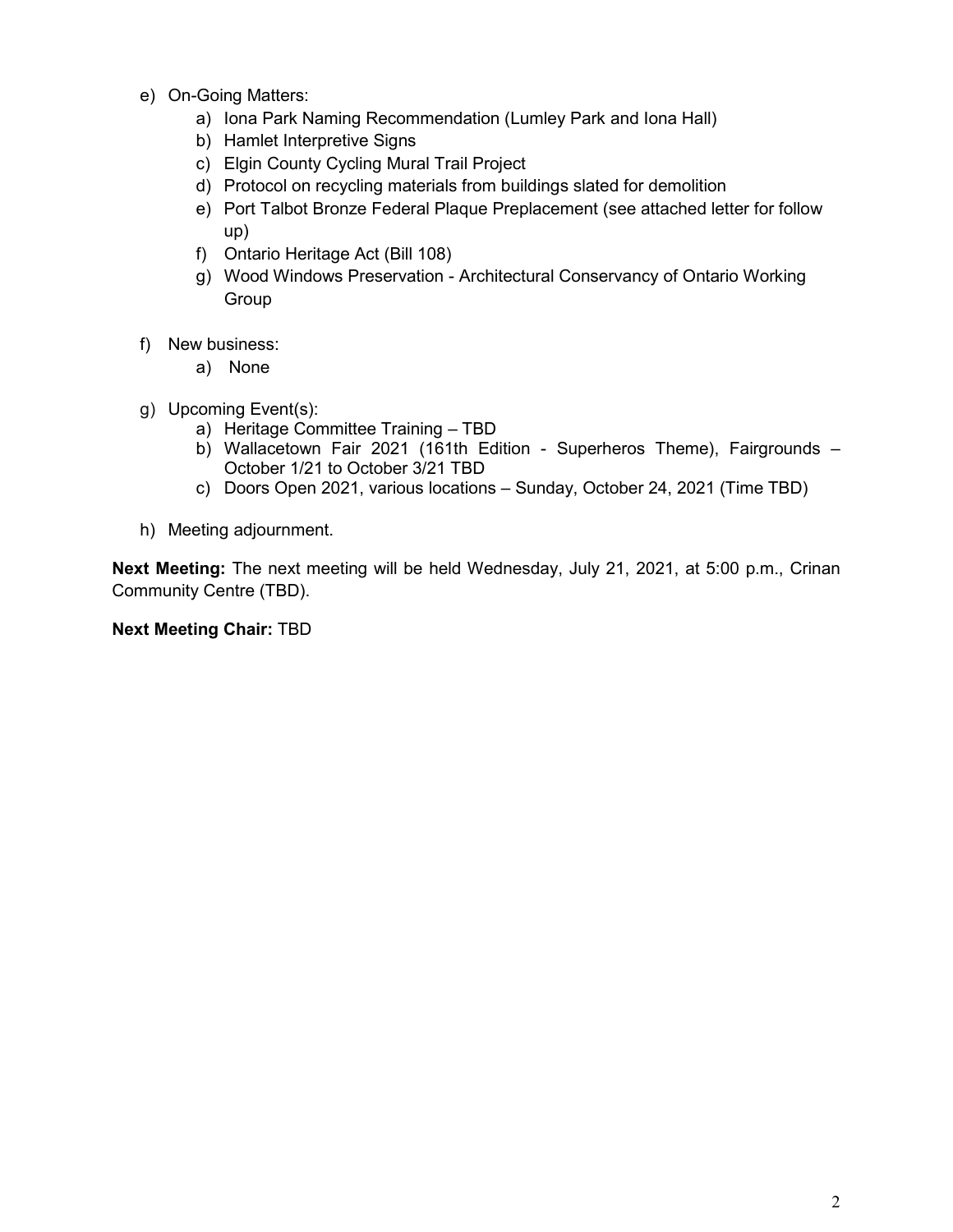e) On-Going Matters:
    a) Iona Park Naming Recommendation (Lumley Park and Iona Hall)
    b) Hamlet Interpretive Signs
    c) Elgin County Cycling Mural Trail Project
    d) Protocol on recycling materials from buildings slated for demolition
    e) Port Talbot Bronze Federal Plaque Preplacement (see attached letter for follow up)
    f) Ontario Heritage Act (Bill 108)
    g) Wood Windows Preservation - Architectural Conservancy of Ontario Working Group

f) New business:
    a) None

g) Upcoming Event(s):
    a) Heritage Committee Training – TBD
    b) Wallacetown Fair 2021 (161th Edition - Superheros Theme), Fairgrounds – October 1/21 to October 3/21 TBD
    c) Doors Open 2021, various locations – Sunday, October 24, 2021 (Time TBD)

h) Meeting adjournment.

**Next Meeting:** The next meeting will be held Wednesday, July 21, 2021, at 5:00 p.m., Crinan Community Centre (TBD).

**Next Meeting Chair:** TBD